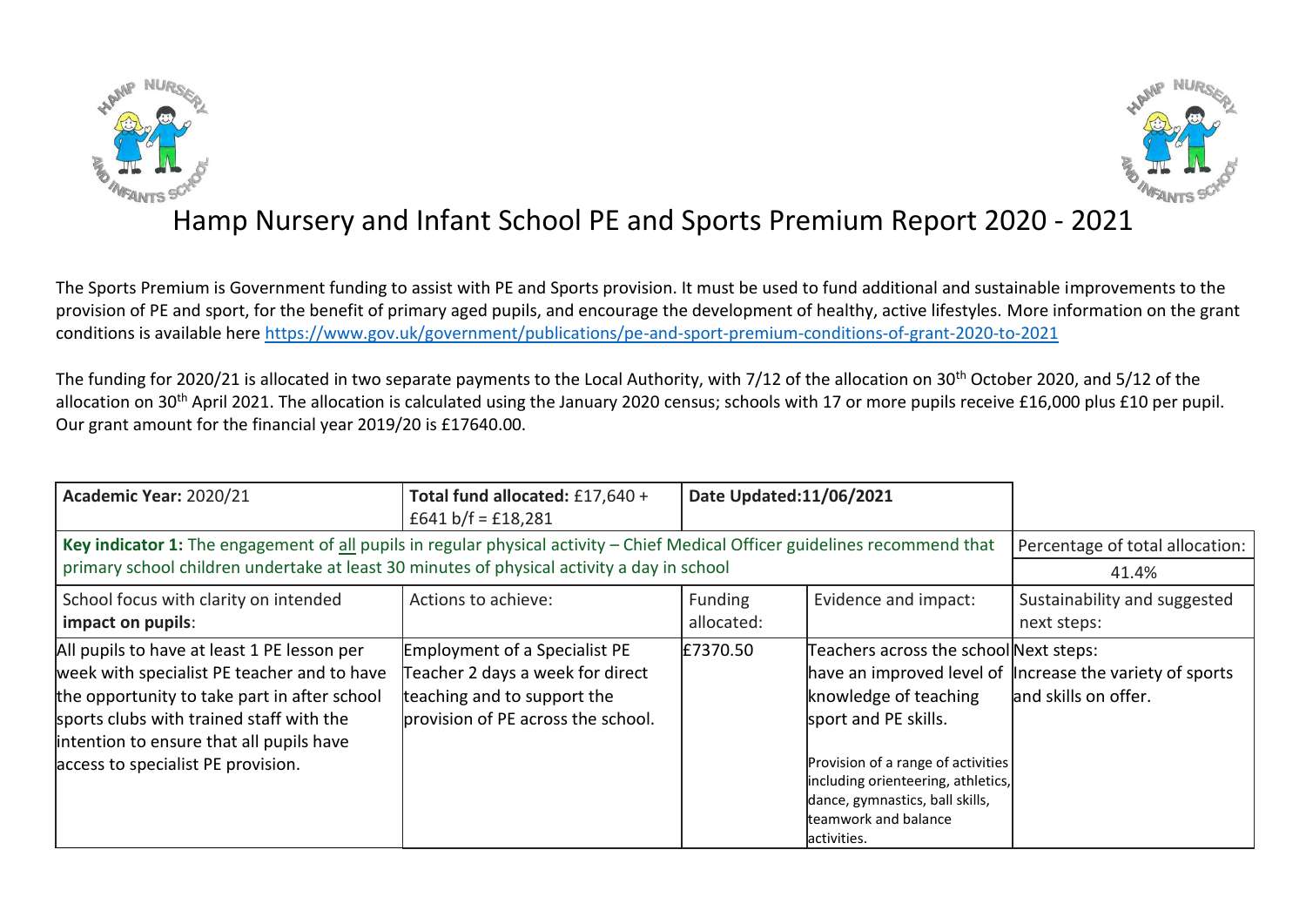# Hamp Nursery and Infant School PE and Sports Premium Report 2020 - 2021

The Sports Premium is Government funding to assist with PE and Sports provision. It must be used to fund additional and sustainable improvements to the provision of PE and sport, for the benefit of primary aged pupils, and encourage the development of healthy, active lifestyles. More information on the grant conditions is available here https://www.gov.uk/government/publications/pe-and-sport-premium-conditions-of-grant-2020-to-2021

The funding for 2020/21 is allocated in two separate payments to the Local Authority, with 7/12 of the allocation on 30th October 2020, and 5/12 of the allocation on 30th April 2021. The allocation is calculated using the January 2020 census; schools with 17 or more pupils receive £16,000 plus £10 per pupil. Our grant amount for the financial year 2019/20 is £17640.00.

| **Academic Year:** 2020/21 | **Total fund allocated:** £17,640 + £641 b/f = £18,281 | **Date Updated:11/06/2021** | | |
|---|---|---|---|---|
| **Key indicator 1:** The engagement of all pupils in regular physical activity – Chief Medical Officer guidelines recommend that primary school children undertake at least 30 minutes of physical activity a day in school | | | | Percentage of total allocation: 41.4% |
| School focus with clarity on intended **impact on pupils**: | Actions to achieve: | Funding allocated: | Evidence and impact: | Sustainability and suggested next steps: |
| All pupils to have at least 1 PE lesson per week with specialist PE teacher and to have the opportunity to take part in after school sports clubs with trained staff with the intention to ensure that all pupils have access to specialist PE provision. | Employment of a Specialist PE Teacher 2 days a week for direct teaching and to support the provision of PE across the school. | £7370.50 | Teachers across the school have an improved level of knowledge of teaching sport and PE skills.<br><br>Provision of a range of activities including orienteering, athletics, dance, gymnastics, ball skills, teamwork and balance activities. | Next steps:<br>Increase the variety of sports and skills on offer. |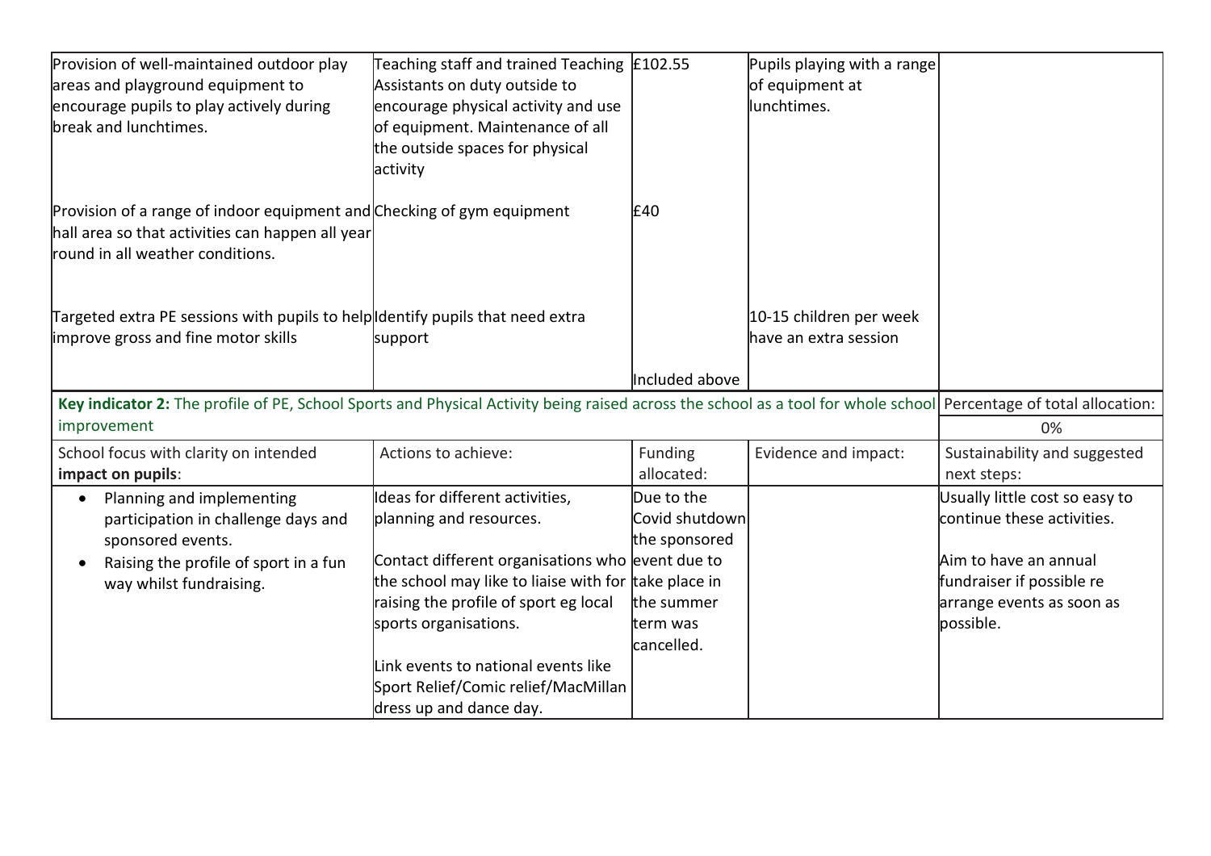| | | | | |
|---|---|---|---|---|
| Provision of well-maintained outdoor play areas and playground equipment to encourage pupils to play actively during break and lunchtimes. | Teaching staff and trained Teaching Assistants on duty outside to encourage physical activity and use of equipment. Maintenance of all the outside spaces for physical activity | £102.55 | Pupils playing with a range of equipment at lunchtimes. | |
| Provision of a range of indoor equipment and hall area so that activities can happen all year round in all weather conditions. | Checking of gym equipment | £40 | | |
| Targeted extra PE sessions with pupils to help improve gross and fine motor skills | Identify pupils that need extra support | Included above | 10-15 children per week have an extra session | |

| **Key indicator 2:** The profile of PE, School Sports and Physical Activity being raised across the school as a tool for whole school improvement | | | | Percentage of total allocation: 0% |
|---|---|---|---|---|
| School focus with clarity on intended **impact on pupils**: | Actions to achieve: | Funding allocated: | Evidence and impact: | Sustainability and suggested next steps: |
| • Planning and implementing participation in challenge days and sponsored events.<br>• Raising the profile of sport in a fun way whilst fundraising. | Ideas for different activities, planning and resources.<br><br>Contact different organisations who the school may like to liaise with for raising the profile of sport eg local sports organisations.<br><br>Link events to national events like Sport Relief/Comic relief/MacMillan dress up and dance day. | Due to the Covid shutdown the sponsored event due to take place in the summer term was cancelled. | | Usually little cost so easy to continue these activities.<br><br>Aim to have an annual fundraiser if possible re arrange events as soon as possible. |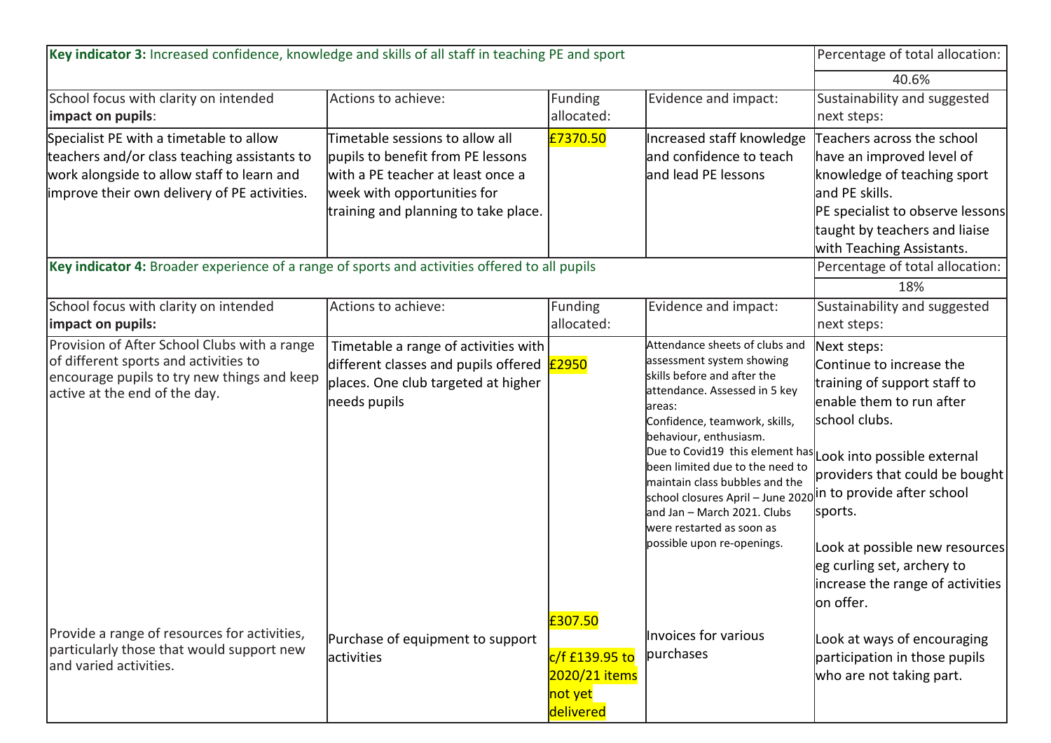| **Key indicator 3:** Increased confidence, knowledge and skills of all staff in teaching PE and sport | | | | Percentage of total allocation: |
|---|---|---|---|---|
| | | | | 40.6% |
| School focus with clarity on intended **impact on pupils**: | Actions to achieve: | Funding allocated: | Evidence and impact: | Sustainability and suggested next steps: |
| Specialist PE with a timetable to allow teachers and/or class teaching assistants to work alongside to allow staff to learn and improve their own delivery of PE activities. | Timetable sessions to allow all pupils to benefit from PE lessons with a PE teacher at least once a week with opportunities for training and planning to take place. | £7370.50 | Increased staff knowledge and confidence to teach and lead PE lessons | Teachers across the school have an improved level of knowledge of teaching sport and PE skills.<br>PE specialist to observe lessons taught by teachers and liaise with Teaching Assistants. |

| **Key indicator 4:** Broader experience of a range of sports and activities offered to all pupils | | | | Percentage of total allocation: |
|---|---|---|---|---|
| | | | | 18% |
| School focus with clarity on intended **impact on pupils:** | Actions to achieve: | Funding allocated: | Evidence and impact: | Sustainability and suggested next steps: |
| Provision of After School Clubs with a range of different sports and activities to encourage pupils to try new things and keep active at the end of the day. | Timetable a range of activities with different classes and pupils offered places. One club targeted at higher needs pupils | £2950 | Attendance sheets of clubs and assessment system showing skills before and after the attendance. Assessed in 5 key areas:<br>Confidence, teamwork, skills, behaviour, enthusiasm.<br>Due to Covid19 this element has been limited due to the need to maintain class bubbles and the school closures April – June 2020 and Jan – March 2021. Clubs were restarted as soon as possible upon re-openings. | Next steps:<br>Continue to increase the training of support staff to enable them to run after school clubs.<br><br>Look into possible external providers that could be bought in to provide after school sports.<br><br>Look at possible new resources eg curling set, archery to increase the range of activities on offer. |
| Provide a range of resources for activities, particularly those that would support new and varied activities. | Purchase of equipment to support activities | £307.50<br><br>c/f £139.95 to 2020/21 items not yet delivered | Invoices for various purchases | Look at ways of encouraging participation in those pupils who are not taking part. |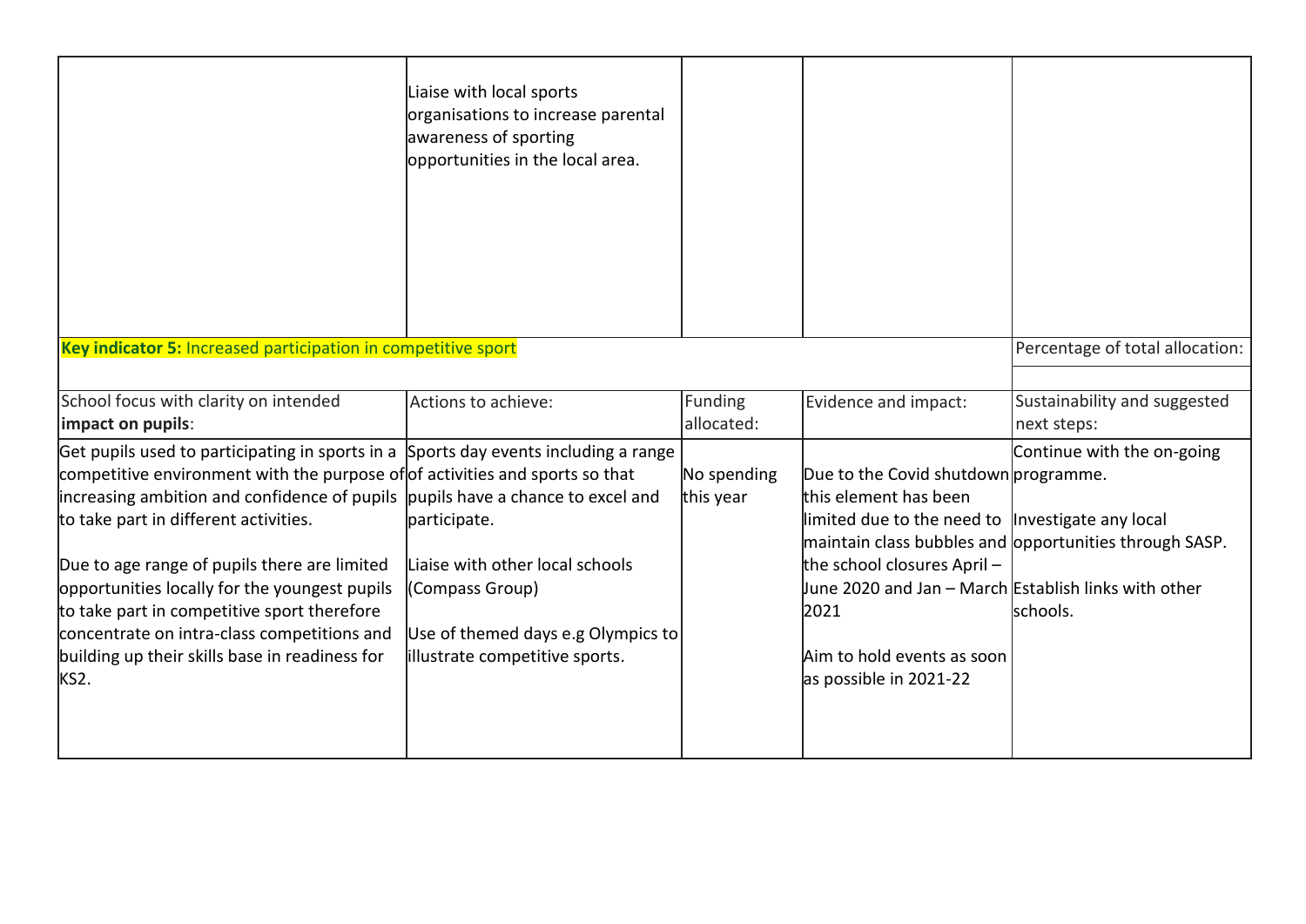| | | | | |
|---|---|---|---|---|
| | Liaise with local sports organisations to increase parental awareness of sporting opportunities in the local area. | | | |

| **Key indicator 5:** Increased participation in competitive sport | | | | Percentage of total allocation: |
|---|---|---|---|---|
| | | | | |
| School focus with clarity on intended **impact on pupils**: | Actions to achieve: | Funding allocated: | Evidence and impact: | Sustainability and suggested next steps: |
| Get pupils used to participating in sports in a competitive environment with the purpose of increasing ambition and confidence of pupils to take part in different activities.<br><br>Due to age range of pupils there are limited opportunities locally for the youngest pupils to take part in competitive sport therefore concentrate on intra-class competitions and building up their skills base in readiness for KS2. | Sports day events including a range of activities and sports so that pupils have a chance to excel and participate.<br><br>Liaise with other local schools (Compass Group)<br><br>Use of themed days e.g Olympics to illustrate competitive sports. | No spending this year | Due to the Covid shutdown this element has been limited due to the need to maintain class bubbles and the school closures April – June 2020 and Jan – March 2021<br><br>Aim to hold events as soon as possible in 2021-22 | Continue with the on-going programme.<br><br>Investigate any local opportunities through SASP.<br><br>Establish links with other schools. |